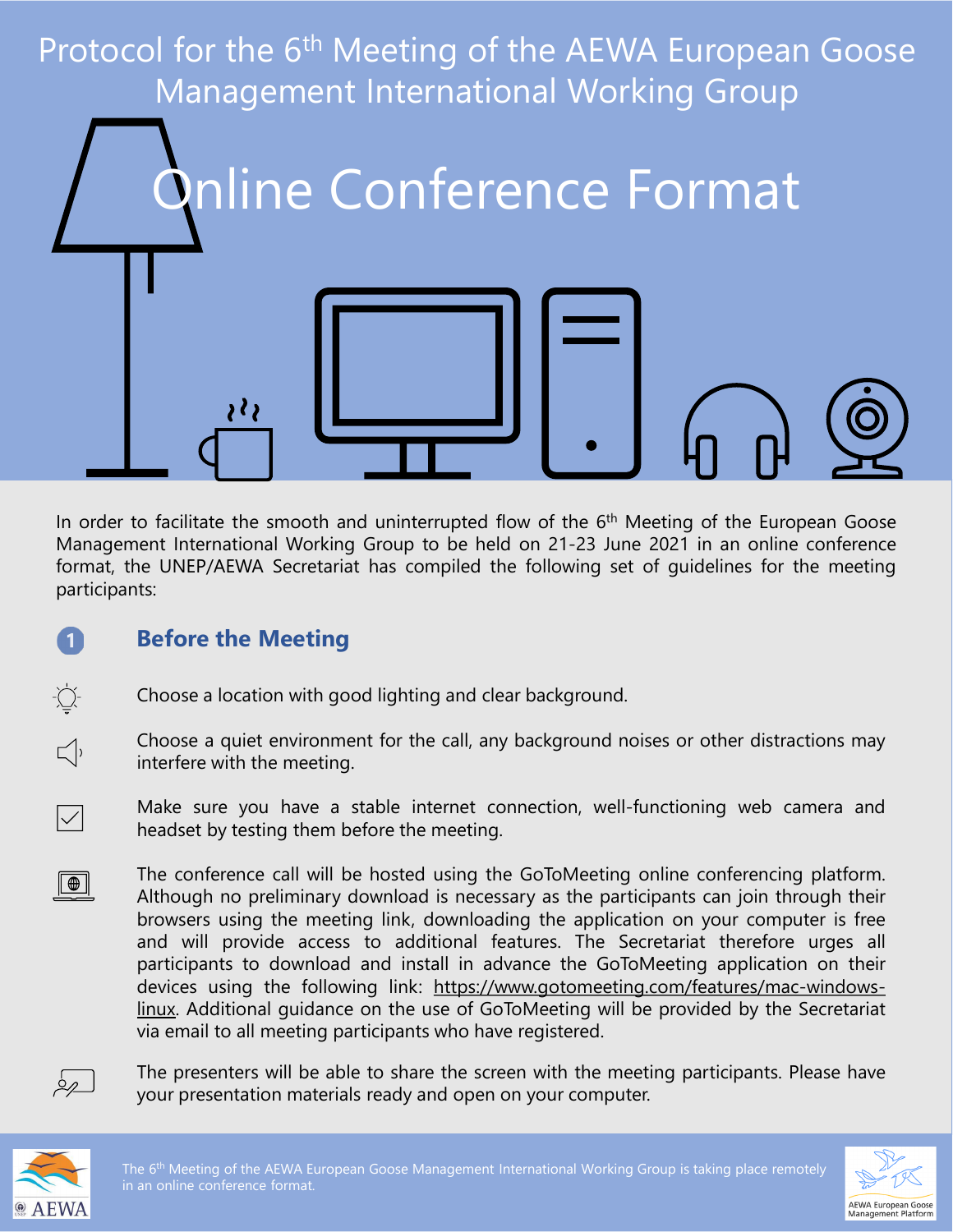# Protocol for the 6th Meeting of the AEWA European Goose Management International Working Group

# Online Conference Format

In order to facilitate the smooth and uninterrupted flow of the 6th Meeting of the European Goose Management International Working Group to be held on 21-23 June 2021 in an online conference format, the UNEP/AEWA Secretariat has compiled the following set of guidelines for the meeting participants:

## 1 Before the Meeting

Choose a location with good lighting and clear background.

Choose a quiet environment for the call, any background noises or other distractions may interfere with the meeting.

Make sure you have a stable internet connection, well-functioning web camera and headset by testing them before the meeting.

The conference call will be hosted using the GoToMeeting online conferencing platform. Although no preliminary download is necessary as the participants can join through their browsers using the meeting link, downloading the application on your computer is free and will provide access to additional features. The Secretariat therefore urges all participants to download and install in advance the GoToMeeting application on their devices using the following link: https://www.gotomeeting.com/features/mac-windows-linux. Additional guidance on the use of GoToMeeting will be provided by the Secretariat via email to all meeting participants who have registered.

The presenters will be able to share the screen with the meeting participants. Please have your presentation materials ready and open on your computer.

The 6th Meeting of the AEWA European Goose Management International Working Group is taking place remotely in an online conference format.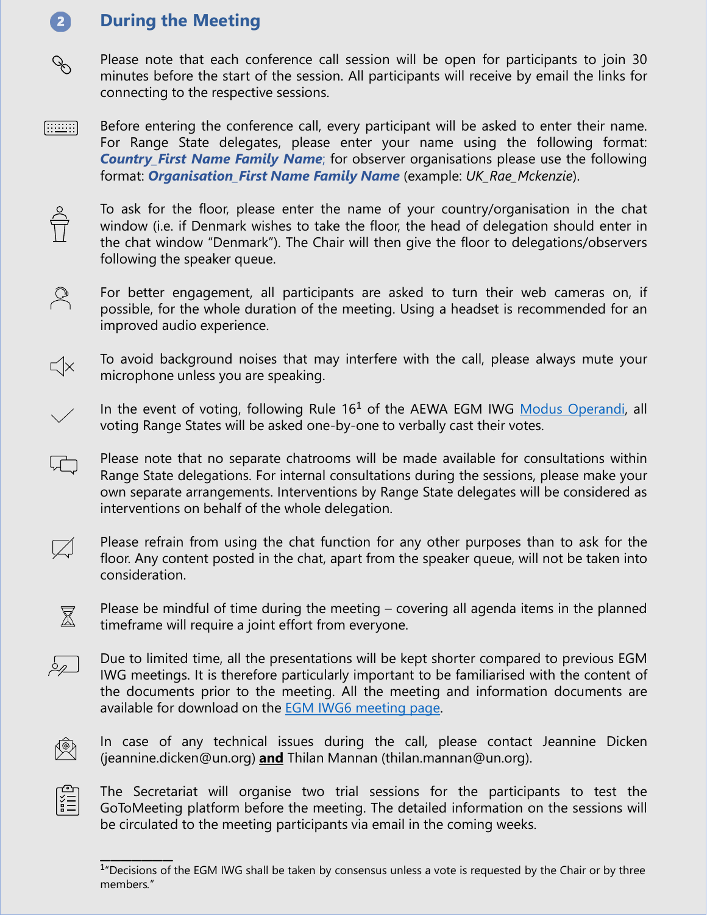## 2 During the Meeting

Please note that each conference call session will be open for participants to join 30 minutes before the start of the session. All participants will receive by email the links for connecting to the respective sessions.

Before entering the conference call, every participant will be asked to enter their name. For Range State delegates, please enter your name using the following format: ***Country_First Name Family Name***; for observer organisations please use the following format: ***Organisation_First Name Family Name*** (example: *UK_Rae_Mckenzie*).

To ask for the floor, please enter the name of your country/organisation in the chat window (i.e. if Denmark wishes to take the floor, the head of delegation should enter in the chat window "Denmark"). The Chair will then give the floor to delegations/observers following the speaker queue.

For better engagement, all participants are asked to turn their web cameras on, if possible, for the whole duration of the meeting. Using a headset is recommended for an improved audio experience.

To avoid background noises that may interfere with the call, please always mute your microphone unless you are speaking.

In the event of voting, following Rule 16[1] of the AEWA EGM IWG Modus Operandi, all voting Range States will be asked one-by-one to verbally cast their votes.

Please note that no separate chatrooms will be made available for consultations within Range State delegations. For internal consultations during the sessions, please make your own separate arrangements. Interventions by Range State delegates will be considered as interventions on behalf of the whole delegation.

Please refrain from using the chat function for any other purposes than to ask for the floor. Any content posted in the chat, apart from the speaker queue, will not be taken into consideration.

Please be mindful of time during the meeting – covering all agenda items in the planned timeframe will require a joint effort from everyone.

Due to limited time, all the presentations will be kept shorter compared to previous EGM IWG meetings. It is therefore particularly important to be familiarised with the content of the documents prior to the meeting. All the meeting and information documents are available for download on the EGM IWG6 meeting page.

In case of any technical issues during the call, please contact Jeannine Dicken (jeannine.dicken@un.org) **and** Thilan Mannan (thilan.mannan@un.org).

The Secretariat will organise two trial sessions for the participants to test the GoToMeeting platform before the meeting. The detailed information on the sessions will be circulated to the meeting participants via email in the coming weeks.

---

[1] "Decisions of the EGM IWG shall be taken by consensus unless a vote is requested by the Chair or by three members."